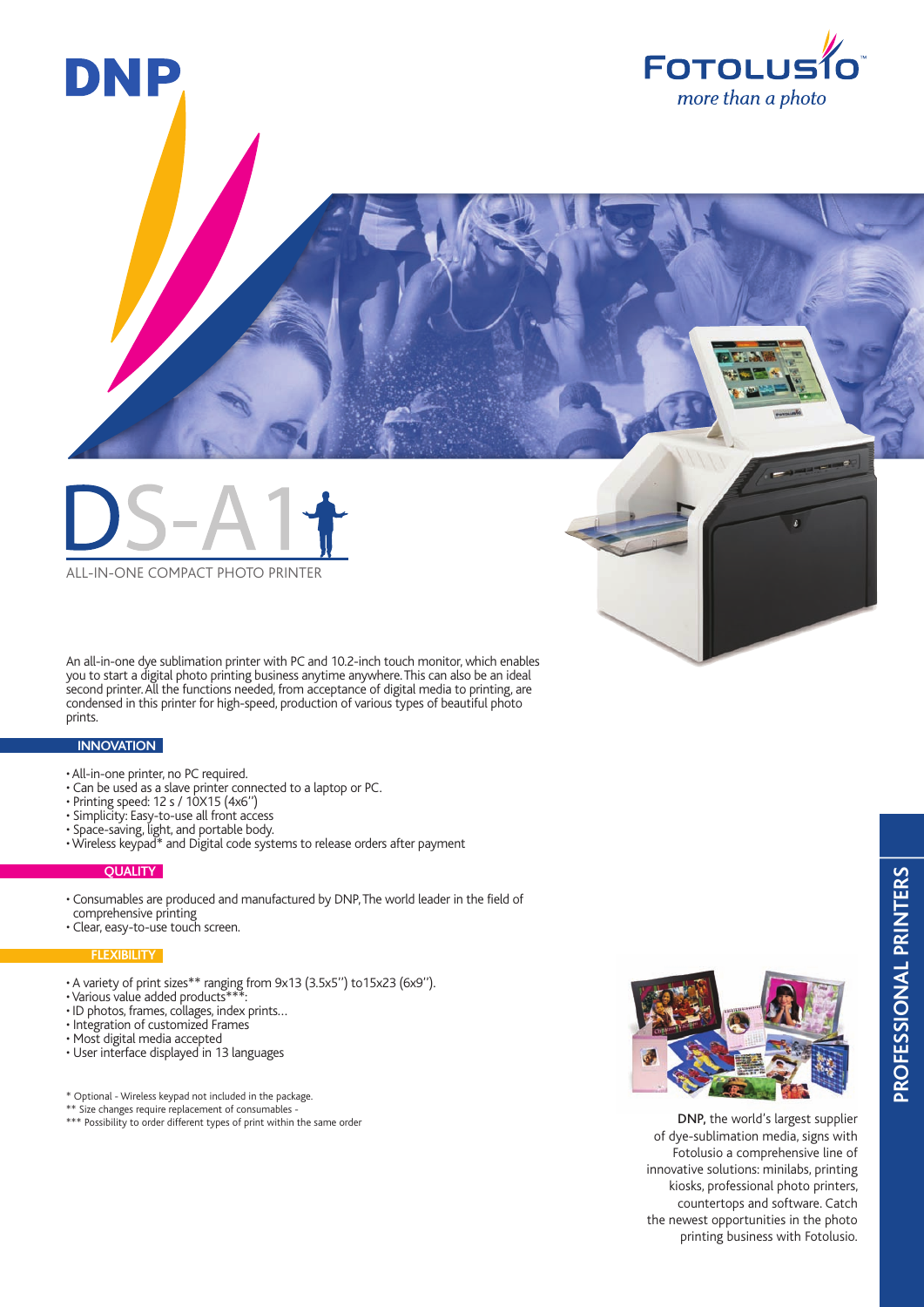DNP

FOTOLUSIO
*more than a photo*

# DS-A1

ALL-IN-ONE COMPACT PHOTO PRINTER

An all-in-one dye sublimation printer with PC and 10.2-inch touch monitor, which enables you to start a digital photo printing business anytime anywhere. This can also be an ideal second printer. All the functions needed, from acceptance of digital media to printing, are condensed in this printer for high-speed, production of various types of beautiful photo prints.

## INNOVATION

- All-in-one printer, no PC required.
- Can be used as a slave printer connected to a laptop or PC.
- Printing speed: 12 s / 10X15 (4x6'')
- Simplicity: Easy-to-use all front access
- Space-saving, light, and portable body.
- Wireless keypad* and Digital code systems to release orders after payment

## QUALITY

- Consumables are produced and manufactured by DNP, The world leader in the field of comprehensive printing
- Clear, easy-to-use touch screen.

## FLEXIBILITY

- A variety of print sizes** ranging from 9x13 (3.5x5'') to15x23 (6x9'').
- Various value added products***:
- ID photos, frames, collages, index prints...
- Integration of customized Frames
- Most digital media accepted
- User interface displayed in 13 languages

\* Optional - Wireless keypad not included in the package.
\*\* Size changes require replacement of consumables -
\*\*\* Possibility to order different types of print within the same order

**DNP,** the world's largest supplier of dye-sublimation media, signs with Fotolusio a comprehensive line of innovative solutions: minilabs, printing kiosks, professional photo printers, countertops and software. Catch the newest opportunities in the photo printing business with Fotolusio.

PROFESSIONAL PRINTERS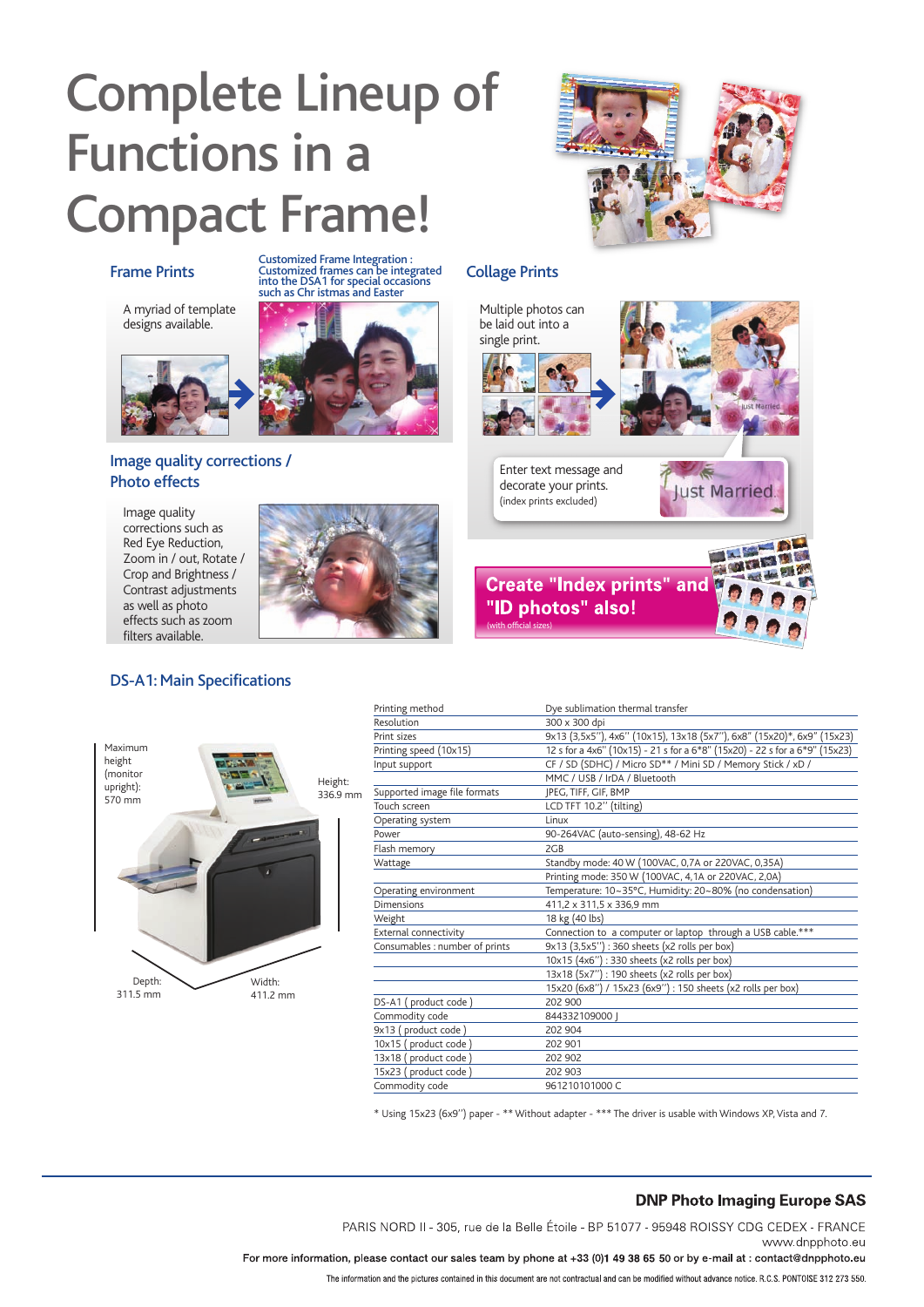# Complete Lineup of Functions in a Compact Frame!

## Frame Prints

A myriad of template designs available.

Customized Frame Integration : Customized frames can be integrated into the DSA1 for special occasions such as Chr istmas and Easter

## Collage Prints

Multiple photos can be laid out into a single print.

Just Married

Enter text message and decorate your prints.
(index prints excluded)

Just Married.

## Image quality corrections / Photo effects

Image quality corrections such as Red Eye Reduction, Zoom in / out, Rotate / Crop and Brightness / Contrast adjustments as well as photo effects such as zoom filters available.

**Create "Index prints" and "ID photos" also!**
(with official sizes)

## DS-A1: Main Specifications

Maximum height (monitor upright): 570 mm

Height: 336.9 mm

Depth: 311.5 mm

Width: 411.2 mm

| | |
|---|---|
| Printing method | Dye sublimation thermal transfer |
| Resolution | 300 x 300 dpi |
| Print sizes | 9x13 (3,5x5''), 4x6'' (10x15), 13x18 (5x7''), 6x8'' (15x20)*, 6x9'' (15x23) |
| Printing speed (10x15) | 12 s for a 4x6'' (10x15) - 21 s for a 6*8'' (15x20) - 22 s for a 6*9'' (15x23) |
| Input support | CF / SD (SDHC) / Micro SD** / Mini SD / Memory Stick / xD / |
| | MMC / USB / IrDA / Bluetooth |
| Supported image file formats | JPEG, TIFF, GIF, BMP |
| Touch screen | LCD TFT 10.2'' (tilting) |
| Operating system | Linux |
| Power | 90-264VAC (auto-sensing), 48-62 Hz |
| Flash memory | 2GB |
| Wattage | Standby mode: 40 W (100VAC, 0,7A or 220VAC, 0,35A) |
| | Printing mode: 350 W (100VAC, 4,1A or 220VAC, 2,0A) |
| Operating environment | Temperature: 10~35°C, Humidity: 20~80% (no condensation) |
| Dimensions | 411,2 x 311,5 x 336,9 mm |
| Weight | 18 kg (40 lbs) |
| External connectivity | Connection to a computer or laptop through a USB cable.*** |
| Consumables : number of prints | 9x13 (3,5x5'') : 360 sheets (x2 rolls per box) |
| | 10x15 (4x6'') : 330 sheets (x2 rolls per box) |
| | 13x18 (5x7'') : 190 sheets (x2 rolls per box) |
| | 15x20 (6x8'') / 15x23 (6x9'') : 150 sheets (x2 rolls per box) |
| DS-A1 ( product code ) | 202 900 |
| Commodity code | 844332109000 J |
| 9x13 ( product code ) | 202 904 |
| 10x15 ( product code ) | 202 901 |
| 13x18 ( product code ) | 202 902 |
| 15x23 ( product code ) | 202 903 |
| Commodity code | 961210101000 C |

\* Using 15x23 (6x9'') paper - ** Without adapter - *** The driver is usable with Windows XP, Vista and 7.

**DNP Photo Imaging Europe SAS**

PARIS NORD II - 305, rue de la Belle Étoile - BP 51077 - 95948 ROISSY CDG CEDEX - FRANCE
www.dnpphoto.eu

**For more information, please contact our sales team by phone at +33 (0)1 49 38 65 50 or by e-mail at : contact@dnpphoto.eu**

The information and the pictures contained in this document are not contractual and can be modified without advance notice. R.C.S. PONTOISE 312 273 550.